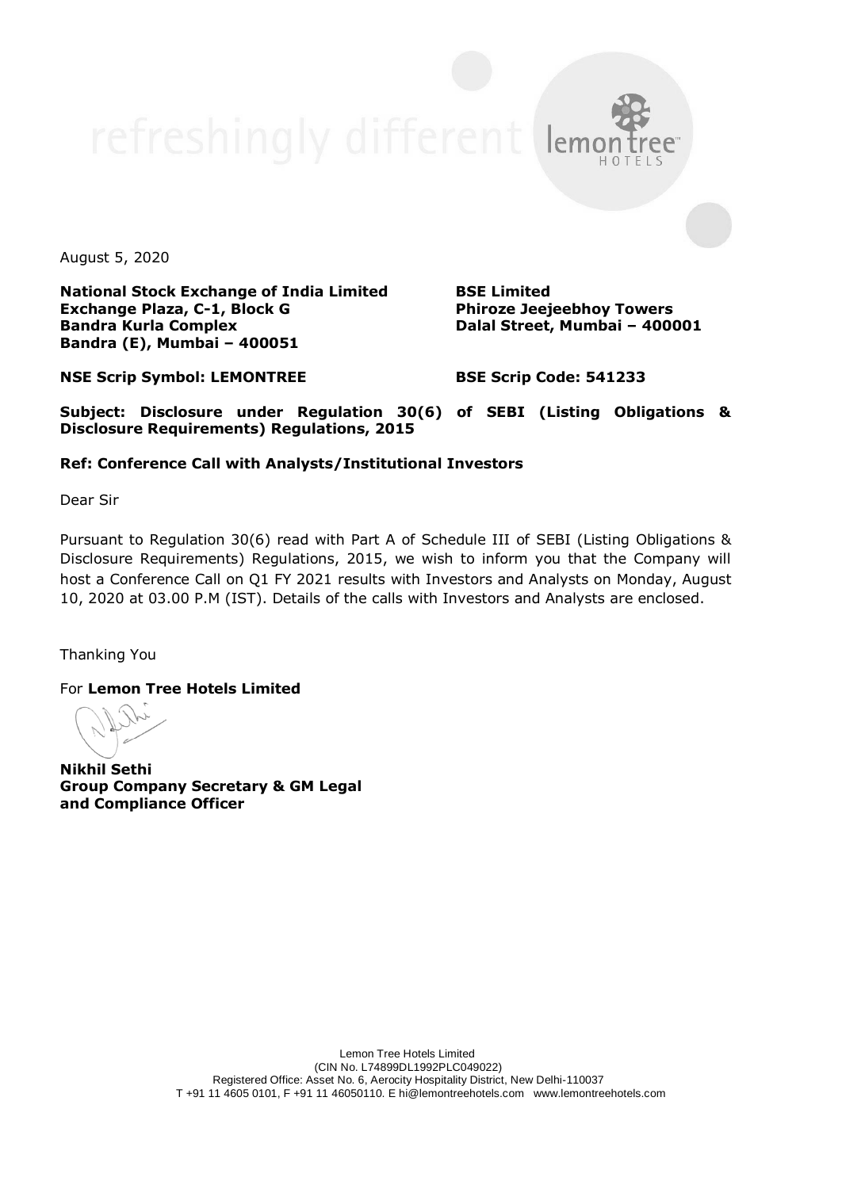August 5, 2020

**National Stock Exchange of India Limited**
**Exchange Plaza, C-1, Block G**
**Bandra Kurla Complex**
**Bandra (E), Mumbai – 400051**

**BSE Limited**
**Phiroze Jeejeebhoy Towers**
**Dalal Street, Mumbai – 400001**

**NSE Scrip Symbol: LEMONTREE**

**BSE Scrip Code: 541233**

**Subject: Disclosure under Regulation 30(6) of SEBI (Listing Obligations & Disclosure Requirements) Regulations, 2015**

**Ref: Conference Call with Analysts/Institutional Investors**

Dear Sir

Pursuant to Regulation 30(6) read with Part A of Schedule III of SEBI (Listing Obligations & Disclosure Requirements) Regulations, 2015, we wish to inform you that the Company will host a Conference Call on Q1 FY 2021 results with Investors and Analysts on Monday, August 10, 2020 at 03.00 P.M (IST). Details of the calls with Investors and Analysts are enclosed.

Thanking You

For **Lemon Tree Hotels Limited**

**Nikhil Sethi**
**Group Company Secretary & GM Legal**
**and Compliance Officer**

Lemon Tree Hotels Limited
(CIN No. L74899DL1992PLC049022)
Registered Office: Asset No. 6, Aerocity Hospitality District, New Delhi-110037
T +91 11 4605 0101, F +91 11 46050110. E hi@lemontreehotels.com www.lemontreehotels.com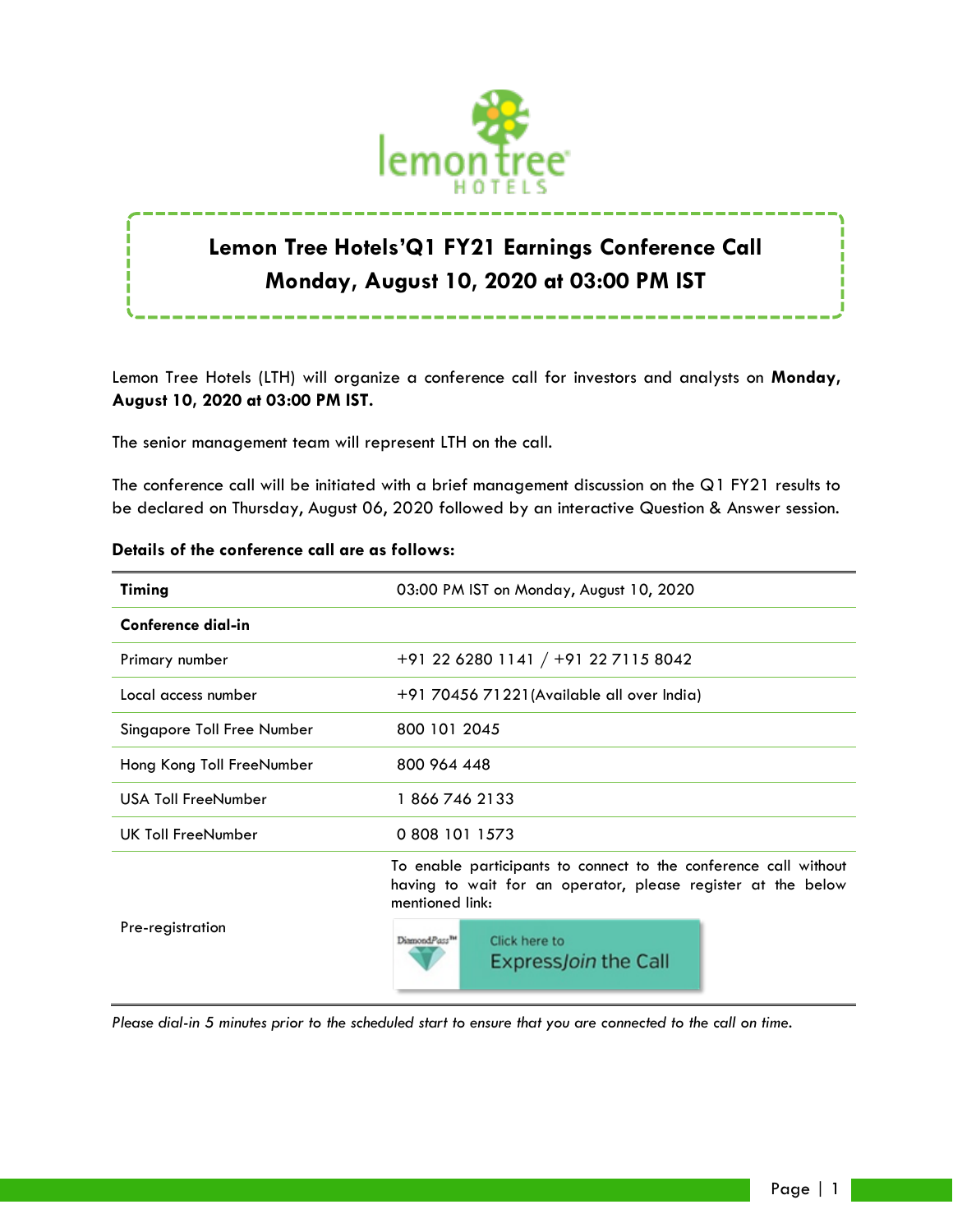# Lemon Tree Hotels'Q1 FY21 Earnings Conference Call
# Monday, August 10, 2020 at 03:00 PM IST

Lemon Tree Hotels (LTH) will organize a conference call for investors and analysts on **Monday, August 10, 2020 at 03:00 PM IST.**

The senior management team will represent LTH on the call.

The conference call will be initiated with a brief management discussion on the Q1 FY21 results to be declared on Thursday, August 06, 2020 followed by an interactive Question & Answer session.

**Details of the conference call are as follows:**

| **Timing** | 03:00 PM IST on Monday, August 10, 2020 |
|---|---|
| **Conference dial-in** | |
| Primary number | +91 22 6280 1141 / +91 22 7115 8042 |
| Local access number | +91 70456 71221(Available all over India) |
| Singapore Toll Free Number | 800 101 2045 |
| Hong Kong Toll FreeNumber | 800 964 448 |
| USA Toll FreeNumber | 1 866 746 2133 |
| UK Toll FreeNumber | 0 808 101 1573 |
| Pre-registration | To enable participants to connect to the conference call without having to wait for an operator, please register at the below mentioned link: DiamondPass™ Click here to ExpressJoin the Call |

*Please dial-in 5 minutes prior to the scheduled start to ensure that you are connected to the call on time.*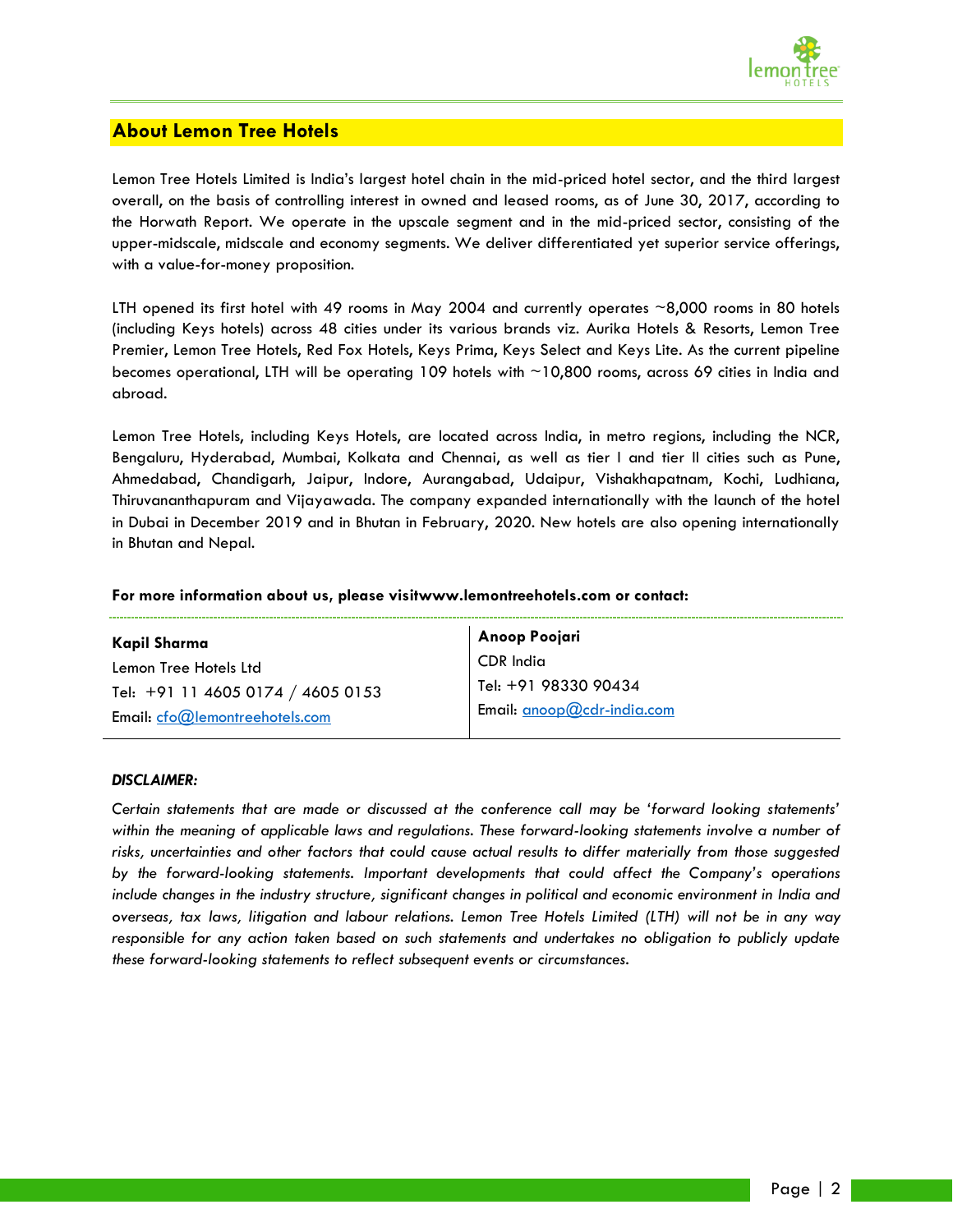## About Lemon Tree Hotels

Lemon Tree Hotels Limited is India's largest hotel chain in the mid-priced hotel sector, and the third largest overall, on the basis of controlling interest in owned and leased rooms, as of June 30, 2017, according to the Horwath Report. We operate in the upscale segment and in the mid-priced sector, consisting of the upper-midscale, midscale and economy segments. We deliver differentiated yet superior service offerings, with a value-for-money proposition.

LTH opened its first hotel with 49 rooms in May 2004 and currently operates ~8,000 rooms in 80 hotels (including Keys hotels) across 48 cities under its various brands viz. Aurika Hotels & Resorts, Lemon Tree Premier, Lemon Tree Hotels, Red Fox Hotels, Keys Prima, Keys Select and Keys Lite. As the current pipeline becomes operational, LTH will be operating 109 hotels with ~10,800 rooms, across 69 cities in India and abroad.

Lemon Tree Hotels, including Keys Hotels, are located across India, in metro regions, including the NCR, Bengaluru, Hyderabad, Mumbai, Kolkata and Chennai, as well as tier I and tier II cities such as Pune, Ahmedabad, Chandigarh, Jaipur, Indore, Aurangabad, Udaipur, Vishakhapatnam, Kochi, Ludhiana, Thiruvananthapuram and Vijayawada. The company expanded internationally with the launch of the hotel in Dubai in December 2019 and in Bhutan in February, 2020. New hotels are also opening internationally in Bhutan and Nepal.

**For more information about us, please visitwww.lemontreehotels.com or contact:**

| | |
|---|---|
| **Kapil Sharma**<br>Lemon Tree Hotels Ltd<br>Tel: +91 11 4605 0174 / 4605 0153<br>Email: cfo@lemontreehotels.com | **Anoop Poojari**<br>CDR India<br>Tel: +91 98330 90434<br>Email: anoop@cdr-india.com |

***DISCLAIMER:***

*Certain statements that are made or discussed at the conference call may be 'forward looking statements' within the meaning of applicable laws and regulations. These forward-looking statements involve a number of risks, uncertainties and other factors that could cause actual results to differ materially from those suggested by the forward-looking statements. Important developments that could affect the Company's operations include changes in the industry structure, significant changes in political and economic environment in India and overseas, tax laws, litigation and labour relations. Lemon Tree Hotels Limited (LTH) will not be in any way responsible for any action taken based on such statements and undertakes no obligation to publicly update these forward-looking statements to reflect subsequent events or circumstances.*